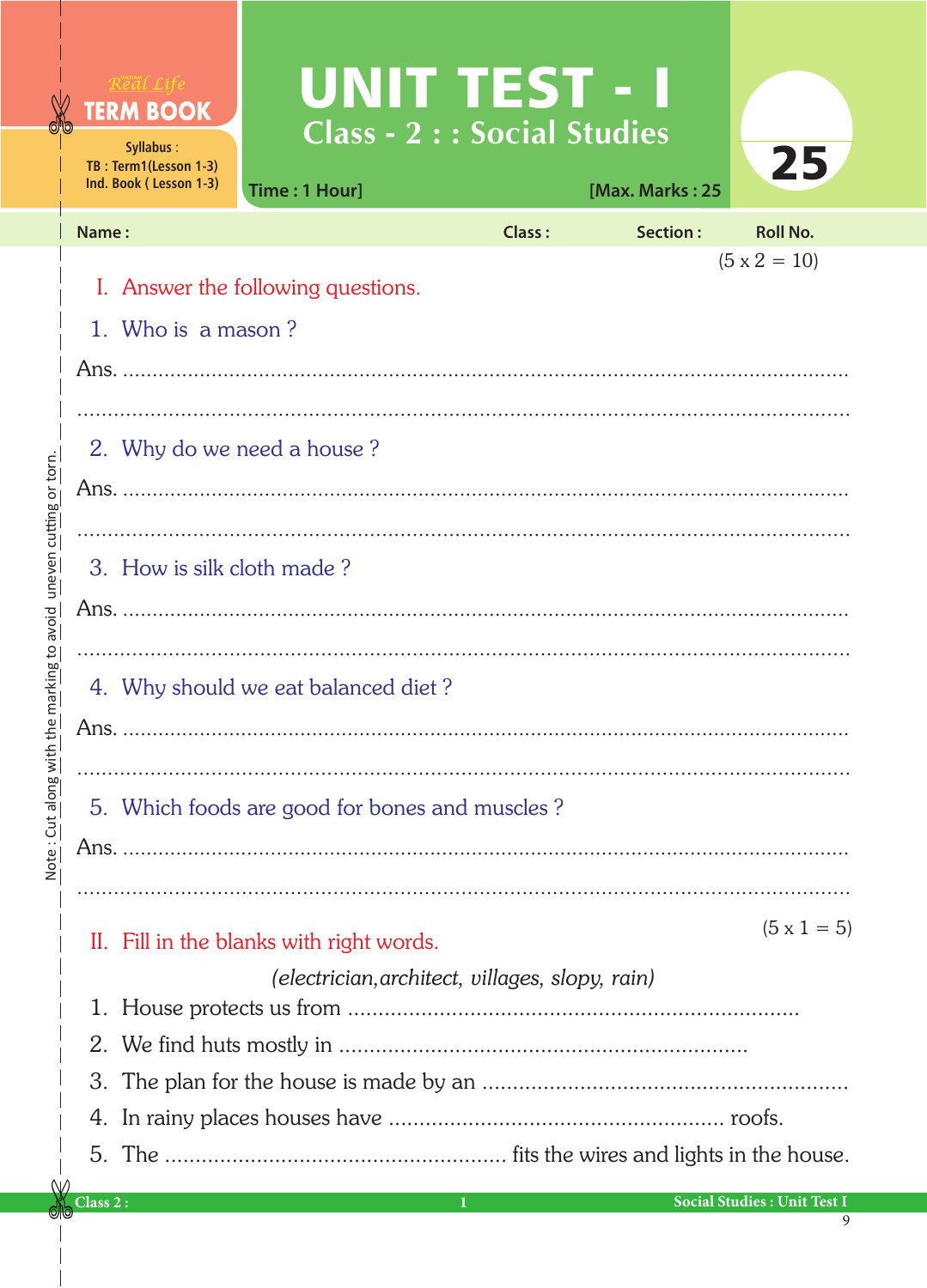Real Life
**TERM BOOK**

Syllabus :
TB : Term1(Lesson 1-3)
Ind. Book ( Lesson 1-3)

# UNIT TEST - I

## Class - 2 : : Social Studies

Time : 1 Hour] [Max. Marks : 25

25

Name : Class : Section : Roll No.

Note : Cut along with the marking to avoid uneven cutting or torn.

## I. Answer the following questions. (5 x 2 = 10)

1. Who is a mason ?

Ans. ................................................................................................................

................................................................................................................

2. Why do we need a house ?

Ans. ................................................................................................................

................................................................................................................

3. How is silk cloth made ?

Ans. ................................................................................................................

................................................................................................................

4. Why should we eat balanced diet ?

Ans. ................................................................................................................

................................................................................................................

5. Which foods are good for bones and muscles ?

Ans. ................................................................................................................

................................................................................................................

## II. Fill in the blanks with right words. (5 x 1 = 5)

*(electrician,architect, villages, slopy, rain)*

1. House protects us from ..........................................................................
2. We find huts mostly in ...................................................................
3. The plan for the house is made by an ............................................................
4. In rainy places houses have ...................................................... roofs.
5. The ...................................................... fits the wires and lights in the house.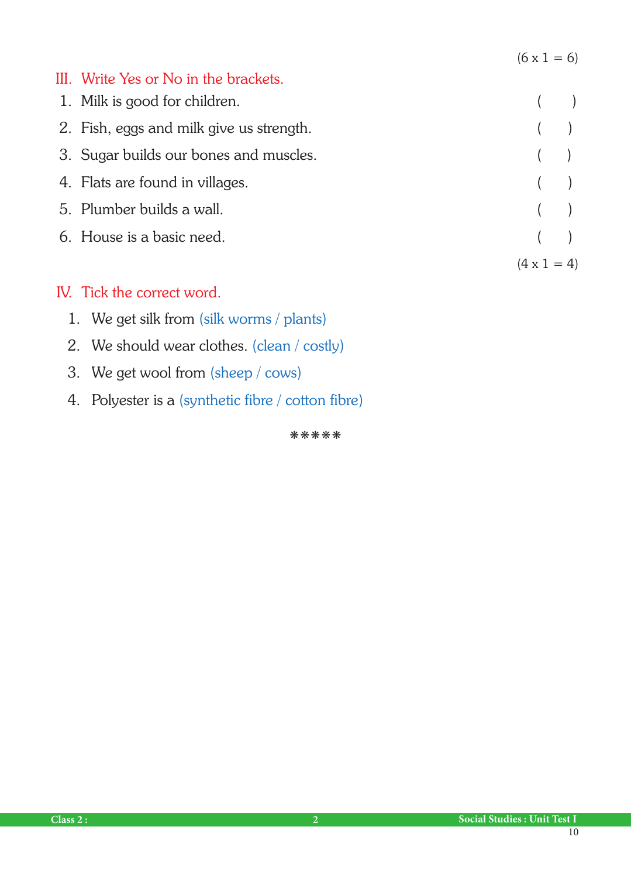(6 x 1 = 6)

## III. Write Yes or No in the brackets.

1. Milk is good for children. ( )
2. Fish, eggs and milk give us strength. ( )
3. Sugar builds our bones and muscles. ( )
4. Flats are found in villages. ( )
5. Plumber builds a wall. ( )
6. House is a basic need. ( )

(4 x 1 = 4)

## IV. Tick the correct word.

1. We get silk from (silk worms / plants)
2. We should wear clothes. (clean / costly)
3. We get wool from (sheep / cows)
4. Polyester is a (synthetic fibre / cotton fibre)

*****